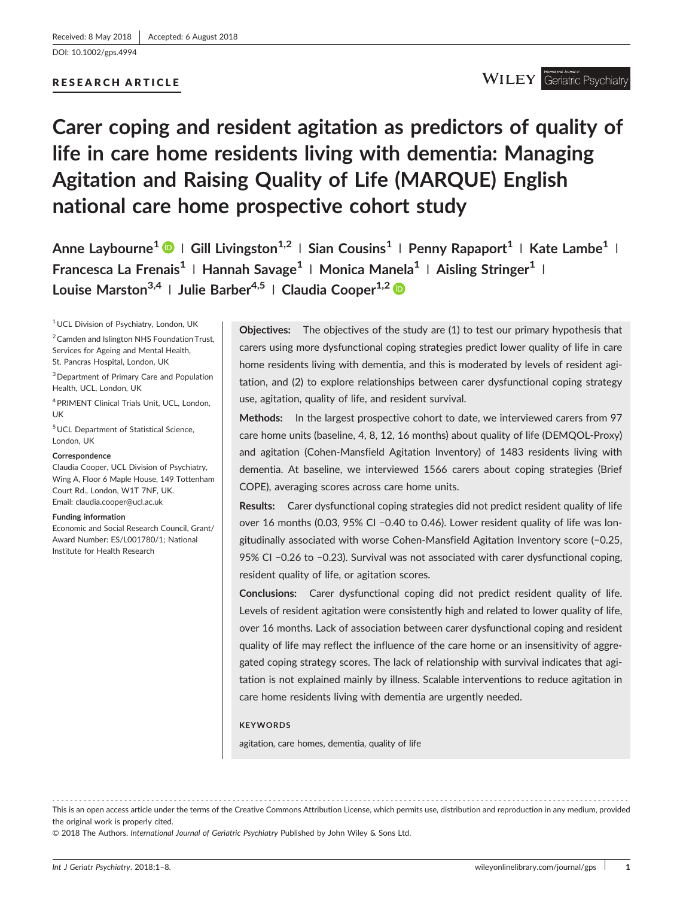Received: 8 May 2018 | Accepted: 6 August 2018

DOI: 10.1002/gps.4994

RESEARCH ARTICLE

# Carer coping and resident agitation as predictors of quality of life in care home residents living with dementia: Managing Agitation and Raising Quality of Life (MARQUE) English national care home prospective cohort study

**Anne Laybourne[1] | Gill Livingston[1,2] | Sian Cousins[1] | Penny Rapaport[1] | Kate Lambe[1] | Francesca La Frenais[1] | Hannah Savage[1] | Monica Manela[1] | Aisling Stringer[1] | Louise Marston[3,4] | Julie Barber[4,5] | Claudia Cooper[1,2]**

[1] UCL Division of Psychiatry, London, UK

[2] Camden and Islington NHS Foundation Trust, Services for Ageing and Mental Health, St. Pancras Hospital, London, UK

[3] Department of Primary Care and Population Health, UCL, London, UK

[4] PRIMENT Clinical Trials Unit, UCL, London, UK

[5] UCL Department of Statistical Science, London, UK

**Correspondence**

Claudia Cooper, UCL Division of Psychiatry, Wing A, Floor 6 Maple House, 149 Tottenham Court Rd., London, W1T 7NF, UK.
Email: claudia.cooper@ucl.ac.uk

**Funding information**

Economic and Social Research Council, Grant/Award Number: ES/L001780/1; National Institute for Health Research

**Objectives:** The objectives of the study are (1) to test our primary hypothesis that carers using more dysfunctional coping strategies predict lower quality of life in care home residents living with dementia, and this is moderated by levels of resident agitation, and (2) to explore relationships between carer dysfunctional coping strategy use, agitation, quality of life, and resident survival.

**Methods:** In the largest prospective cohort to date, we interviewed carers from 97 care home units (baseline, 4, 8, 12, 16 months) about quality of life (DEMQOL-Proxy) and agitation (Cohen-Mansfield Agitation Inventory) of 1483 residents living with dementia. At baseline, we interviewed 1566 carers about coping strategies (Brief COPE), averaging scores across care home units.

**Results:** Carer dysfunctional coping strategies did not predict resident quality of life over 16 months (0.03, 95% CI −0.40 to 0.46). Lower resident quality of life was longitudinally associated with worse Cohen-Mansfield Agitation Inventory score (−0.25, 95% CI −0.26 to −0.23). Survival was not associated with carer dysfunctional coping, resident quality of life, or agitation scores.

**Conclusions:** Carer dysfunctional coping did not predict resident quality of life. Levels of resident agitation were consistently high and related to lower quality of life, over 16 months. Lack of association between carer dysfunctional coping and resident quality of life may reflect the influence of the care home or an insensitivity of aggregated coping strategy scores. The lack of relationship with survival indicates that agitation is not explained mainly by illness. Scalable interventions to reduce agitation in care home residents living with dementia are urgently needed.

**KEYWORDS**

agitation, care homes, dementia, quality of life

This is an open access article under the terms of the Creative Commons Attribution License, which permits use, distribution and reproduction in any medium, provided the original work is properly cited.

© 2018 The Authors. *International Journal of Geriatric Psychiatry* Published by John Wiley & Sons Ltd.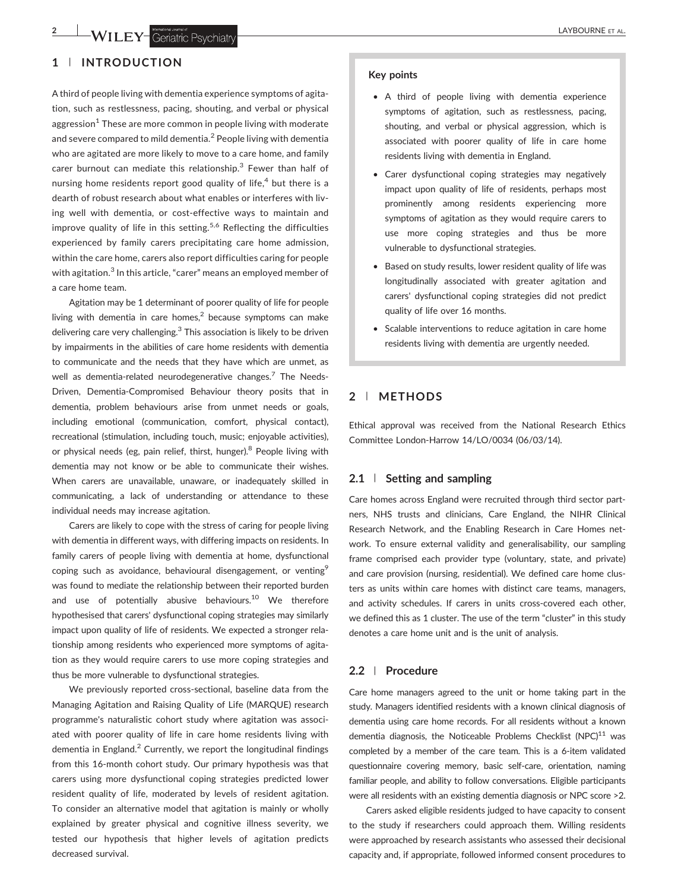## 1 | INTRODUCTION

A third of people living with dementia experience symptoms of agitation, such as restlessness, pacing, shouting, and verbal or physical aggression[1] These are more common in people living with moderate and severe compared to mild dementia.[2] People living with dementia who are agitated are more likely to move to a care home, and family carer burnout can mediate this relationship.[3] Fewer than half of nursing home residents report good quality of life,[4] but there is a dearth of robust research about what enables or interferes with living well with dementia, or cost-effective ways to maintain and improve quality of life in this setting.[5,6] Reflecting the difficulties experienced by family carers precipitating care home admission, within the care home, carers also report difficulties caring for people with agitation.[3] In this article, "carer" means an employed member of a care home team.

Agitation may be 1 determinant of poorer quality of life for people living with dementia in care homes,[2] because symptoms can make delivering care very challenging.[3] This association is likely to be driven by impairments in the abilities of care home residents with dementia to communicate and the needs that they have which are unmet, as well as dementia-related neurodegenerative changes.[7] The Needs-Driven, Dementia-Compromised Behaviour theory posits that in dementia, problem behaviours arise from unmet needs or goals, including emotional (communication, comfort, physical contact), recreational (stimulation, including touch, music; enjoyable activities), or physical needs (eg, pain relief, thirst, hunger).[8] People living with dementia may not know or be able to communicate their wishes. When carers are unavailable, unaware, or inadequately skilled in communicating, a lack of understanding or attendance to these individual needs may increase agitation.

Carers are likely to cope with the stress of caring for people living with dementia in different ways, with differing impacts on residents. In family carers of people living with dementia at home, dysfunctional coping such as avoidance, behavioural disengagement, or venting[9] was found to mediate the relationship between their reported burden and use of potentially abusive behaviours.[10] We therefore hypothesised that carers' dysfunctional coping strategies may similarly impact upon quality of life of residents. We expected a stronger relationship among residents who experienced more symptoms of agitation as they would require carers to use more coping strategies and thus be more vulnerable to dysfunctional strategies.

We previously reported cross-sectional, baseline data from the Managing Agitation and Raising Quality of Life (MARQUE) research programme's naturalistic cohort study where agitation was associated with poorer quality of life in care home residents living with dementia in England.[2] Currently, we report the longitudinal findings from this 16-month cohort study. Our primary hypothesis was that carers using more dysfunctional coping strategies predicted lower resident quality of life, moderated by levels of resident agitation. To consider an alternative model that agitation is mainly or wholly explained by greater physical and cognitive illness severity, we tested our hypothesis that higher levels of agitation predicts decreased survival.

**Key points**

- A third of people living with dementia experience symptoms of agitation, such as restlessness, pacing, shouting, and verbal or physical aggression, which is associated with poorer quality of life in care home residents living with dementia in England.
- Carer dysfunctional coping strategies may negatively impact upon quality of life of residents, perhaps most prominently among residents experiencing more symptoms of agitation as they would require carers to use more coping strategies and thus be more vulnerable to dysfunctional strategies.
- Based on study results, lower resident quality of life was longitudinally associated with greater agitation and carers' dysfunctional coping strategies did not predict quality of life over 16 months.
- Scalable interventions to reduce agitation in care home residents living with dementia are urgently needed.

## 2 | METHODS

Ethical approval was received from the National Research Ethics Committee London-Harrow 14/LO/0034 (06/03/14).

### 2.1 | Setting and sampling

Care homes across England were recruited through third sector partners, NHS trusts and clinicians, Care England, the NIHR Clinical Research Network, and the Enabling Research in Care Homes network. To ensure external validity and generalisability, our sampling frame comprised each provider type (voluntary, state, and private) and care provision (nursing, residential). We defined care home clusters as units within care homes with distinct care teams, managers, and activity schedules. If carers in units cross-covered each other, we defined this as 1 cluster. The use of the term "cluster" in this study denotes a care home unit and is the unit of analysis.

### 2.2 | Procedure

Care home managers agreed to the unit or home taking part in the study. Managers identified residents with a known clinical diagnosis of dementia using care home records. For all residents without a known dementia diagnosis, the Noticeable Problems Checklist (NPC)[11] was completed by a member of the care team. This is a 6-item validated questionnaire covering memory, basic self-care, orientation, naming familiar people, and ability to follow conversations. Eligible participants were all residents with an existing dementia diagnosis or NPC score >2.

Carers asked eligible residents judged to have capacity to consent to the study if researchers could approach them. Willing residents were approached by research assistants who assessed their decisional capacity and, if appropriate, followed informed consent procedures to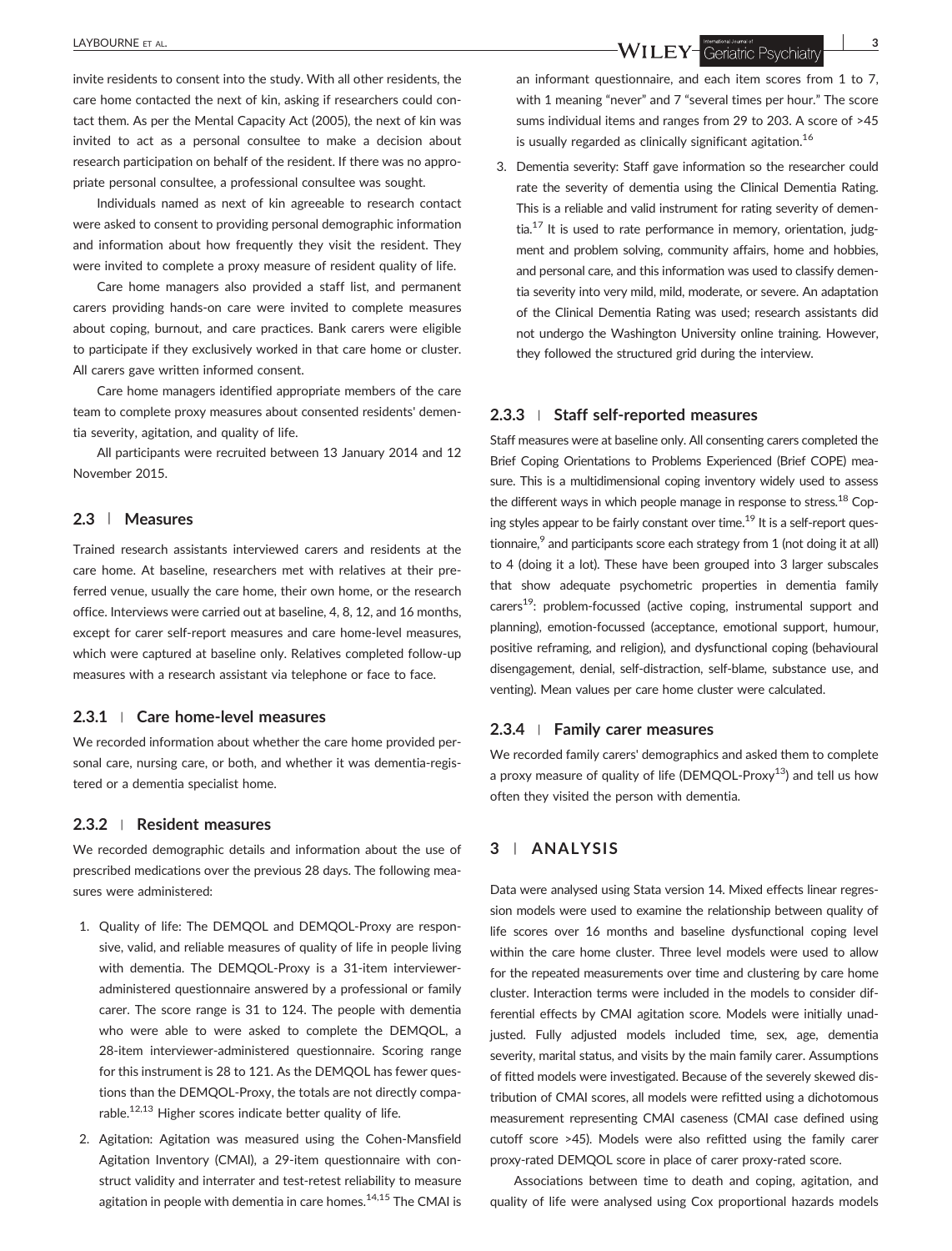invite residents to consent into the study. With all other residents, the care home contacted the next of kin, asking if researchers could contact them. As per the Mental Capacity Act (2005), the next of kin was invited to act as a personal consultee to make a decision about research participation on behalf of the resident. If there was no appropriate personal consultee, a professional consultee was sought.

Individuals named as next of kin agreeable to research contact were asked to consent to providing personal demographic information and information about how frequently they visit the resident. They were invited to complete a proxy measure of resident quality of life.

Care home managers also provided a staff list, and permanent carers providing hands-on care were invited to complete measures about coping, burnout, and care practices. Bank carers were eligible to participate if they exclusively worked in that care home or cluster. All carers gave written informed consent.

Care home managers identified appropriate members of the care team to complete proxy measures about consented residents' dementia severity, agitation, and quality of life.

All participants were recruited between 13 January 2014 and 12 November 2015.

## 2.3 | Measures

Trained research assistants interviewed carers and residents at the care home. At baseline, researchers met with relatives at their preferred venue, usually the care home, their own home, or the research office. Interviews were carried out at baseline, 4, 8, 12, and 16 months, except for carer self-report measures and care home-level measures, which were captured at baseline only. Relatives completed follow-up measures with a research assistant via telephone or face to face.

### 2.3.1 | Care home-level measures

We recorded information about whether the care home provided personal care, nursing care, or both, and whether it was dementia-registered or a dementia specialist home.

### 2.3.2 | Resident measures

We recorded demographic details and information about the use of prescribed medications over the previous 28 days. The following measures were administered:

1. Quality of life: The DEMQOL and DEMQOL-Proxy are responsive, valid, and reliable measures of quality of life in people living with dementia. The DEMQOL-Proxy is a 31-item interviewer-administered questionnaire answered by a professional or family carer. The score range is 31 to 124. The people with dementia who were able to were asked to complete the DEMQOL, a 28-item interviewer-administered questionnaire. Scoring range for this instrument is 28 to 121. As the DEMQOL has fewer questions than the DEMQOL-Proxy, the totals are not directly comparable.[12,13] Higher scores indicate better quality of life.
2. Agitation: Agitation was measured using the Cohen-Mansfield Agitation Inventory (CMAI), a 29-item questionnaire with construct validity and interrater and test-retest reliability to measure agitation in people with dementia in care homes.[14,15] The CMAI is an informant questionnaire, and each item scores from 1 to 7, with 1 meaning "never" and 7 "several times per hour." The score sums individual items and ranges from 29 to 203. A score of >45 is usually regarded as clinically significant agitation.[16]
3. Dementia severity: Staff gave information so the researcher could rate the severity of dementia using the Clinical Dementia Rating. This is a reliable and valid instrument for rating severity of dementia.[17] It is used to rate performance in memory, orientation, judgment and problem solving, community affairs, home and hobbies, and personal care, and this information was used to classify dementia severity into very mild, mild, moderate, or severe. An adaptation of the Clinical Dementia Rating was used; research assistants did not undergo the Washington University online training. However, they followed the structured grid during the interview.

### 2.3.3 | Staff self-reported measures

Staff measures were at baseline only. All consenting carers completed the Brief Coping Orientations to Problems Experienced (Brief COPE) measure. This is a multidimensional coping inventory widely used to assess the different ways in which people manage in response to stress.[18] Coping styles appear to be fairly constant over time.[19] It is a self-report questionnaire,[9] and participants score each strategy from 1 (not doing it at all) to 4 (doing it a lot). These have been grouped into 3 larger subscales that show adequate psychometric properties in dementia family carers[19]: problem-focussed (active coping, instrumental support and planning), emotion-focussed (acceptance, emotional support, humour, positive reframing, and religion), and dysfunctional coping (behavioural disengagement, denial, self-distraction, self-blame, substance use, and venting). Mean values per care home cluster were calculated.

### 2.3.4 | Family carer measures

We recorded family carers' demographics and asked them to complete a proxy measure of quality of life (DEMQOL-Proxy[13]) and tell us how often they visited the person with dementia.

## 3 | ANALYSIS

Data were analysed using Stata version 14. Mixed effects linear regression models were used to examine the relationship between quality of life scores over 16 months and baseline dysfunctional coping level within the care home cluster. Three level models were used to allow for the repeated measurements over time and clustering by care home cluster. Interaction terms were included in the models to consider differential effects by CMAI agitation score. Models were initially unadjusted. Fully adjusted models included time, sex, age, dementia severity, marital status, and visits by the main family carer. Assumptions of fitted models were investigated. Because of the severely skewed distribution of CMAI scores, all models were refitted using a dichotomous measurement representing CMAI caseness (CMAI case defined using cutoff score >45). Models were also refitted using the family carer proxy-rated DEMQOL score in place of carer proxy-rated score.

Associations between time to death and coping, agitation, and quality of life were analysed using Cox proportional hazards models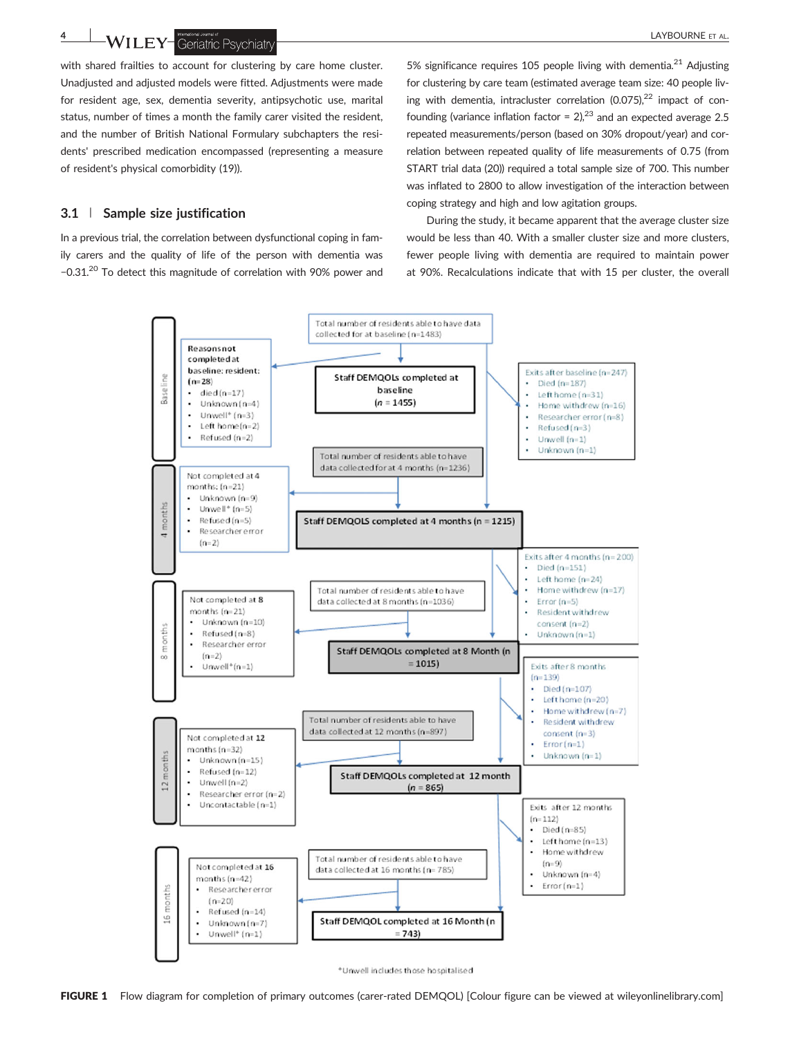with shared frailties to account for clustering by care home cluster. Unadjusted and adjusted models were fitted. Adjustments were made for resident age, sex, dementia severity, antipsychotic use, marital status, number of times a month the family carer visited the resident, and the number of British National Formulary subchapters the residents' prescribed medication encompassed (representing a measure of resident's physical comorbidity (19)).

## 3.1 | Sample size justification

In a previous trial, the correlation between dysfunctional coping in family carers and the quality of life of the person with dementia was −0.31.[20] To detect this magnitude of correlation with 90% power and 5% significance requires 105 people living with dementia.[21] Adjusting for clustering by care team (estimated average team size: 40 people living with dementia, intracluster correlation (0.075),[22] impact of confounding (variance inflation factor = 2),[23] and an expected average 2.5 repeated measurements/person (based on 30% dropout/year) and correlation between repeated quality of life measurements of 0.75 (from START trial data (20)) required a total sample size of 700. This number was inflated to 2800 to allow investigation of the interaction between coping strategy and high and low agitation groups.

During the study, it became apparent that the average cluster size would be less than 40. With a smaller cluster size and more clusters, fewer people living with dementia are required to maintain power at 90%. Recalculations indicate that with 15 per cluster, the overall

**Baseline**

Total number of residents able to have data collected for at baseline (n=1483)

Reasons not completed at baseline: resident: (n=28)
- died (n=17)
- Unknown (n=4)
- Unwell* (n=3)
- Left home (n=2)
- Refused (n=2)

Staff DEMQOLs completed at baseline (*n* = 1455)

Exits after baseline (n=247)
- Died (n=187)
- Left home (n=31)
- Home withdrew (n=16)
- Researcher error (n=8)
- Refused (n=3)
- Unwell (n=1)
- Unknown (n=1)

**4 months**

Total number of residents able to have data collected for at 4 months (n=1236)

Not completed at 4 months: (n=21)
- Unknown (n=9)
- Unwell* (n=5)
- Refused (n=5)
- Researcher error (n=2)

Staff DEMQOLS completed at 4 months (n = 1215)

Exits after 4 months (n=200)
- Died (n=151)
- Left home (n=24)
- Home withdrew (n=17)
- Error (n=5)
- Resident withdrew consent (n=2)
- Unknown (n=1)

**8 months**

Total number of residents able to have data collected at 8 months (n=1036)

Not completed at 8 months (n=21)
- Unknown (n=10)
- Refused (n=8)
- Researcher error (n=2)
- Unwell* (n=1)

Staff DEMQOLs completed at 8 Month (n = 1015)

Exits after 8 months (n=139)
- Died (n=107)
- Left home (n=20)
- Home withdrew (n=7)
- Resident withdrew consent (n=3)
- Error (n=1)
- Unknown (n=1)

**12 months**

Total number of residents able to have data collected at 12 months (n=897)

Not completed at 12 months (n=32)
- Unknown (n=15)
- Refused (n=12)
- Unwell (n=2)
- Researcher error (n=2)
- Uncontactable (n=1)

Staff DEMQOLs completed at 12 month (*n* = 865)

Exits after 12 months (n=112)
- Died (n=85)
- Left home (n=13)
- Home withdrew (n=9)
- Unknown (n=4)
- Error (n=1)

**16 months**

Total number of residents able to have data collected at 16 months (n= 785)

Not completed at 16 months (n=42)
- Researcher error (n=20)
- Refused (n=14)
- Unknown (n=7)
- Unwell* (n=1)

Staff DEMQOL completed at 16 Month (n = 743)

*Unwell includes those hospitalised

**FIGURE 1** Flow diagram for completion of primary outcomes (carer-rated DEMQOL) [Colour figure can be viewed at wileyonlinelibrary.com]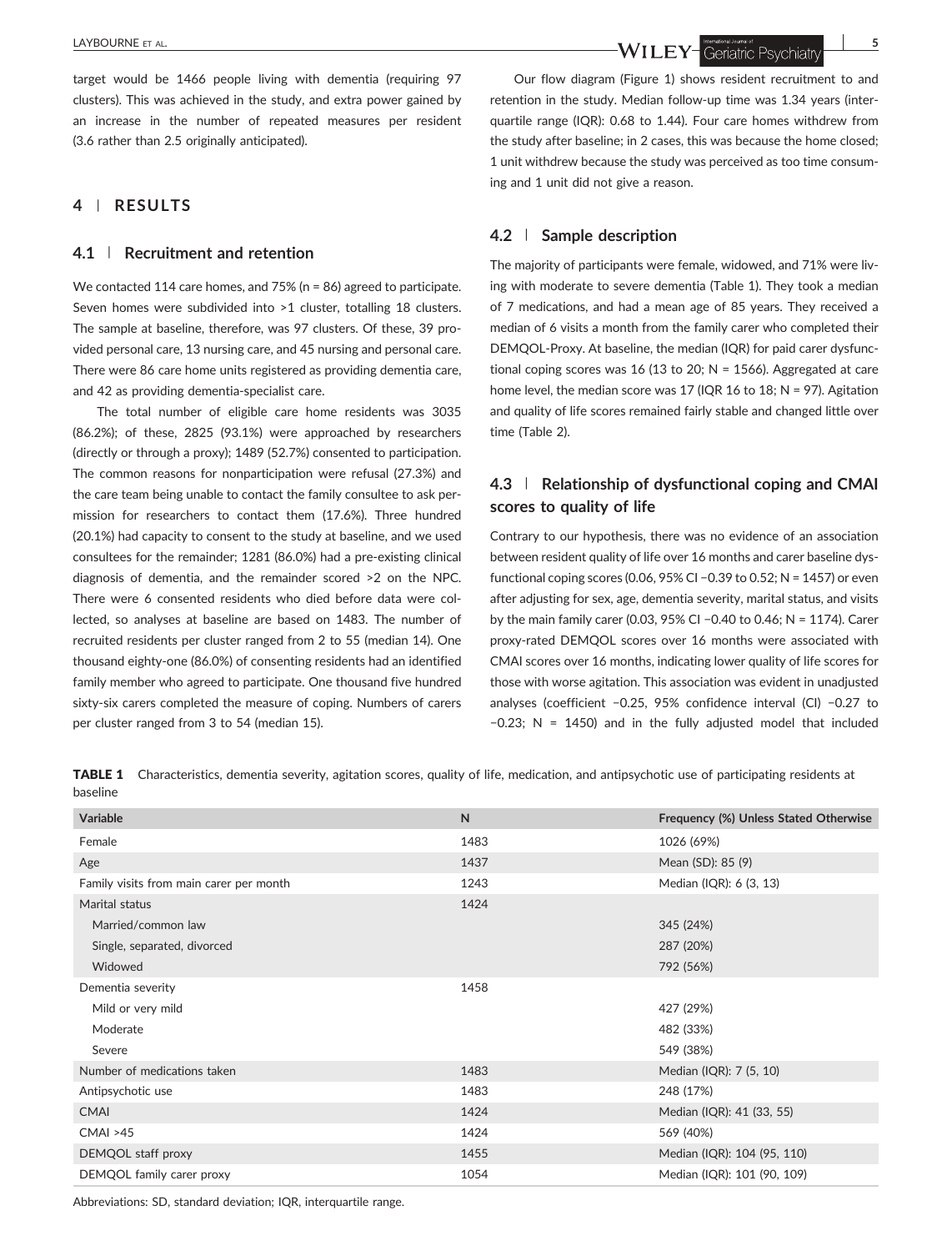target would be 1466 people living with dementia (requiring 97 clusters). This was achieved in the study, and extra power gained by an increase in the number of repeated measures per resident (3.6 rather than 2.5 originally anticipated).

## 4 | RESULTS

### 4.1 | Recruitment and retention

We contacted 114 care homes, and 75% (n = 86) agreed to participate. Seven homes were subdivided into >1 cluster, totalling 18 clusters. The sample at baseline, therefore, was 97 clusters. Of these, 39 provided personal care, 13 nursing care, and 45 nursing and personal care. There were 86 care home units registered as providing dementia care, and 42 as providing dementia‐specialist care.

The total number of eligible care home residents was 3035 (86.2%); of these, 2825 (93.1%) were approached by researchers (directly or through a proxy); 1489 (52.7%) consented to participation. The common reasons for nonparticipation were refusal (27.3%) and the care team being unable to contact the family consultee to ask permission for researchers to contact them (17.6%). Three hundred (20.1%) had capacity to consent to the study at baseline, and we used consultees for the remainder; 1281 (86.0%) had a pre‐existing clinical diagnosis of dementia, and the remainder scored >2 on the NPC. There were 6 consented residents who died before data were collected, so analyses at baseline are based on 1483. The number of recruited residents per cluster ranged from 2 to 55 (median 14). One thousand eighty‐one (86.0%) of consenting residents had an identified family member who agreed to participate. One thousand five hundred sixty‐six carers completed the measure of coping. Numbers of carers per cluster ranged from 3 to 54 (median 15).

Our flow diagram (Figure 1) shows resident recruitment to and retention in the study. Median follow‐up time was 1.34 years (interquartile range (IQR): 0.68 to 1.44). Four care homes withdrew from the study after baseline; in 2 cases, this was because the home closed; 1 unit withdrew because the study was perceived as too time consuming and 1 unit did not give a reason.

### 4.2 | Sample description

The majority of participants were female, widowed, and 71% were living with moderate to severe dementia (Table 1). They took a median of 7 medications, and had a mean age of 85 years. They received a median of 6 visits a month from the family carer who completed their DEMQOL‐Proxy. At baseline, the median (IQR) for paid carer dysfunctional coping scores was 16 (13 to 20; N = 1566). Aggregated at care home level, the median score was 17 (IQR 16 to 18; N = 97). Agitation and quality of life scores remained fairly stable and changed little over time (Table 2).

### 4.3 | Relationship of dysfunctional coping and CMAI scores to quality of life

Contrary to our hypothesis, there was no evidence of an association between resident quality of life over 16 months and carer baseline dysfunctional coping scores (0.06, 95% CI −0.39 to 0.52; N = 1457) or even after adjusting for sex, age, dementia severity, marital status, and visits by the main family carer (0.03, 95% CI −0.40 to 0.46; N = 1174). Carer proxy‐rated DEMQOL scores over 16 months were associated with CMAI scores over 16 months, indicating lower quality of life scores for those with worse agitation. This association was evident in unadjusted analyses (coefficient −0.25, 95% confidence interval (CI) −0.27 to −0.23; N = 1450) and in the fully adjusted model that included

**TABLE 1** Characteristics, dementia severity, agitation scores, quality of life, medication, and antipsychotic use of participating residents at baseline

| Variable | N | Frequency (%) Unless Stated Otherwise |
|---|---|---|
| Female | 1483 | 1026 (69%) |
| Age | 1437 | Mean (SD): 85 (9) |
| Family visits from main carer per month | 1243 | Median (IQR): 6 (3, 13) |
| Marital status | 1424 | |
| Married/common law | | 345 (24%) |
| Single, separated, divorced | | 287 (20%) |
| Widowed | | 792 (56%) |
| Dementia severity | 1458 | |
| Mild or very mild | | 427 (29%) |
| Moderate | | 482 (33%) |
| Severe | | 549 (38%) |
| Number of medications taken | 1483 | Median (IQR): 7 (5, 10) |
| Antipsychotic use | 1483 | 248 (17%) |
| CMAI | 1424 | Median (IQR): 41 (33, 55) |
| CMAI >45 | 1424 | 569 (40%) |
| DEMQOL staff proxy | 1455 | Median (IQR): 104 (95, 110) |
| DEMQOL family carer proxy | 1054 | Median (IQR): 101 (90, 109) |

Abbreviations: SD, standard deviation; IQR, interquartile range.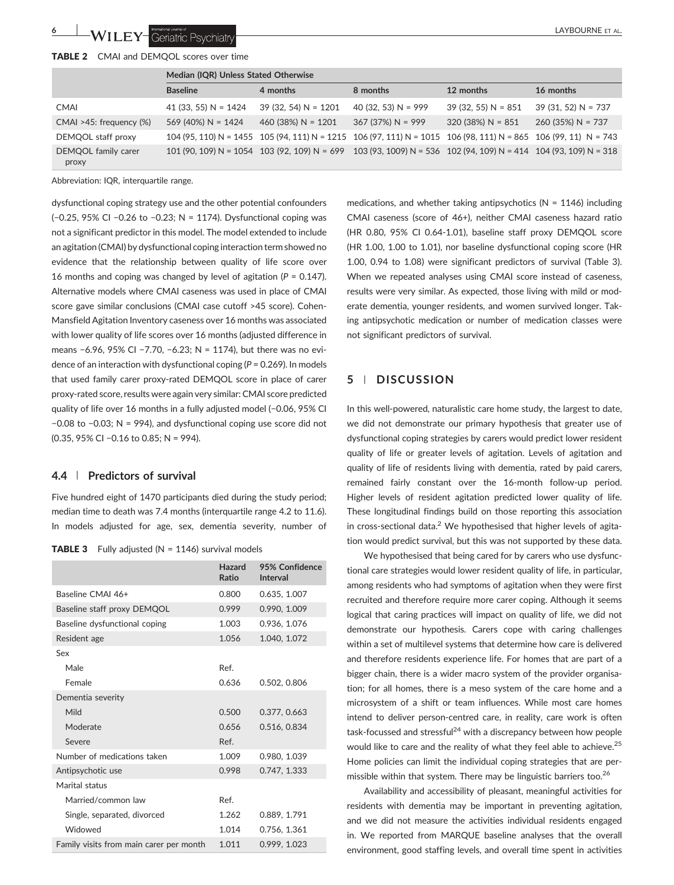**TABLE 2** CMAI and DEMQOL scores over time

| | Median (IQR) Unless Stated Otherwise | | | | |
|---|---|---|---|---|---|
| | Baseline | 4 months | 8 months | 12 months | 16 months |
| CMAI | 41 (33, 55) N = 1424 | 39 (32, 54) N = 1201 | 40 (32, 53) N = 999 | 39 (32, 55) N = 851 | 39 (31, 52) N = 737 |
| CMAI >45: frequency (%) | 569 (40%) N = 1424 | 460 (38%) N = 1201 | 367 (37%) N = 999 | 320 (38%) N = 851 | 260 (35%) N = 737 |
| DEMQOL staff proxy | 104 (95, 110) N = 1455 | 105 (94, 111) N = 1215 | 106 (97, 111) N = 1015 | 106 (98, 111) N = 865 | 106 (99, 11) N = 743 |
| DEMQOL family carer proxy | 101 (90, 109) N = 1054 | 103 (92, 109) N = 699 | 103 (93, 1009) N = 536 | 102 (94, 109) N = 414 | 104 (93, 109) N = 318 |

Abbreviation: IQR, interquartile range.

dysfunctional coping strategy use and the other potential confounders (−0.25, 95% CI −0.26 to −0.23; N = 1174). Dysfunctional coping was not a significant predictor in this model. The model extended to include an agitation (CMAI) by dysfunctional coping interaction term showed no evidence that the relationship between quality of life score over 16 months and coping was changed by level of agitation (*P* = 0.147). Alternative models where CMAI caseness was used in place of CMAI score gave similar conclusions (CMAI case cutoff >45 score). Cohen-Mansfield Agitation Inventory caseness over 16 months was associated with lower quality of life scores over 16 months (adjusted difference in means −6.96, 95% CI −7.70, −6.23; N = 1174), but there was no evidence of an interaction with dysfunctional coping (*P* = 0.269). In models that used family carer proxy-rated DEMQOL score in place of carer proxy-rated score, results were again very similar: CMAI score predicted quality of life over 16 months in a fully adjusted model (−0.06, 95% CI −0.08 to −0.03; N = 994), and dysfunctional coping use score did not (0.35, 95% CI −0.16 to 0.85; N = 994).

### 4.4 | Predictors of survival

Five hundred eight of 1470 participants died during the study period; median time to death was 7.4 months (interquartile range 4.2 to 11.6). In models adjusted for age, sex, dementia severity, number of medications, and whether taking antipsychotics (N = 1146) including CMAI caseness (score of 46+), neither CMAI caseness hazard ratio (HR 0.80, 95% CI 0.64-1.01), baseline staff proxy DEMQOL score (HR 1.00, 1.00 to 1.01), nor baseline dysfunctional coping score (HR 1.00, 0.94 to 1.08) were significant predictors of survival (Table 3). When we repeated analyses using CMAI score instead of caseness, results were very similar. As expected, those living with mild or moderate dementia, younger residents, and women survived longer. Taking antipsychotic medication or number of medication classes were not significant predictors of survival.

**TABLE 3** Fully adjusted (N = 1146) survival models

| | Hazard Ratio | 95% Confidence Interval |
|---|---|---|
| Baseline CMAI 46+ | 0.800 | 0.635, 1.007 |
| Baseline staff proxy DEMQOL | 0.999 | 0.990, 1.009 |
| Baseline dysfunctional coping | 1.003 | 0.936, 1.076 |
| Resident age | 1.056 | 1.040, 1.072 |
| Sex | | |
| Male | Ref. | |
| Female | 0.636 | 0.502, 0.806 |
| Dementia severity | | |
| Mild | 0.500 | 0.377, 0.663 |
| Moderate | 0.656 | 0.516, 0.834 |
| Severe | Ref. | |
| Number of medications taken | 1.009 | 0.980, 1.039 |
| Antipsychotic use | 0.998 | 0.747, 1.333 |
| Marital status | | |
| Married/common law | Ref. | |
| Single, separated, divorced | 1.262 | 0.889, 1.791 |
| Widowed | 1.014 | 0.756, 1.361 |
| Family visits from main carer per month | 1.011 | 0.999, 1.023 |

## 5 | DISCUSSION

In this well-powered, naturalistic care home study, the largest to date, we did not demonstrate our primary hypothesis that greater use of dysfunctional coping strategies by carers would predict lower resident quality of life or greater levels of agitation. Levels of agitation and quality of life of residents living with dementia, rated by paid carers, remained fairly constant over the 16-month follow-up period. Higher levels of resident agitation predicted lower quality of life. These longitudinal findings build on those reporting this association in cross-sectional data.[2] We hypothesised that higher levels of agitation would predict survival, but this was not supported by these data.

We hypothesised that being cared for by carers who use dysfunctional care strategies would lower resident quality of life, in particular, among residents who had symptoms of agitation when they were first recruited and therefore require more carer coping. Although it seems logical that caring practices will impact on quality of life, we did not demonstrate our hypothesis. Carers cope with caring challenges within a set of multilevel systems that determine how care is delivered and therefore residents experience life. For homes that are part of a bigger chain, there is a wider macro system of the provider organisation; for all homes, there is a meso system of the care home and a microsystem of a shift or team influences. While most care homes intend to deliver person-centred care, in reality, care work is often task-focussed and stressful[24] with a discrepancy between how people would like to care and the reality of what they feel able to achieve.[25] Home policies can limit the individual coping strategies that are permissible within that system. There may be linguistic barriers too.[26]

Availability and accessibility of pleasant, meaningful activities for residents with dementia may be important in preventing agitation, and we did not measure the activities individual residents engaged in. We reported from MARQUE baseline analyses that the overall environment, good staffing levels, and overall time spent in activities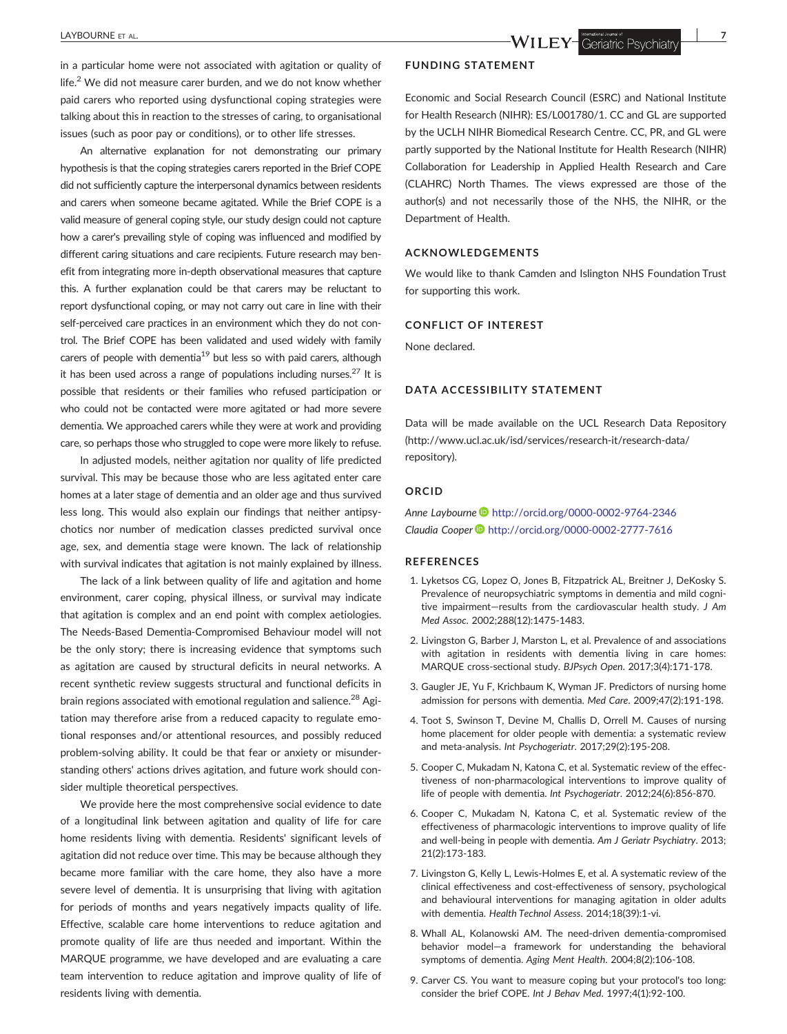in a particular home were not associated with agitation or quality of life.[2] We did not measure carer burden, and we do not know whether paid carers who reported using dysfunctional coping strategies were talking about this in reaction to the stresses of caring, to organisational issues (such as poor pay or conditions), or to other life stresses.

An alternative explanation for not demonstrating our primary hypothesis is that the coping strategies carers reported in the Brief COPE did not sufficiently capture the interpersonal dynamics between residents and carers when someone became agitated. While the Brief COPE is a valid measure of general coping style, our study design could not capture how a carer's prevailing style of coping was influenced and modified by different caring situations and care recipients. Future research may benefit from integrating more in-depth observational measures that capture this. A further explanation could be that carers may be reluctant to report dysfunctional coping, or may not carry out care in line with their self-perceived care practices in an environment which they do not control. The Brief COPE has been validated and used widely with family carers of people with dementia[19] but less so with paid carers, although it has been used across a range of populations including nurses.[27] It is possible that residents or their families who refused participation or who could not be contacted were more agitated or had more severe dementia. We approached carers while they were at work and providing care, so perhaps those who struggled to cope were more likely to refuse.

In adjusted models, neither agitation nor quality of life predicted survival. This may be because those who are less agitated enter care homes at a later stage of dementia and an older age and thus survived less long. This would also explain our findings that neither antipsychotics nor number of medication classes predicted survival once age, sex, and dementia stage were known. The lack of relationship with survival indicates that agitation is not mainly explained by illness.

The lack of a link between quality of life and agitation and home environment, carer coping, physical illness, or survival may indicate that agitation is complex and an end point with complex aetiologies. The Needs-Based Dementia-Compromised Behaviour model will not be the only story; there is increasing evidence that symptoms such as agitation are caused by structural deficits in neural networks. A recent synthetic review suggests structural and functional deficits in brain regions associated with emotional regulation and salience.[28] Agitation may therefore arise from a reduced capacity to regulate emotional responses and/or attentional resources, and possibly reduced problem-solving ability. It could be that fear or anxiety or misunderstanding others' actions drives agitation, and future work should consider multiple theoretical perspectives.

We provide here the most comprehensive social evidence to date of a longitudinal link between agitation and quality of life for care home residents living with dementia. Residents' significant levels of agitation did not reduce over time. This may be because although they became more familiar with the care home, they also have a more severe level of dementia. It is unsurprising that living with agitation for periods of months and years negatively impacts quality of life. Effective, scalable care home interventions to reduce agitation and promote quality of life are thus needed and important. Within the MARQUE programme, we have developed and are evaluating a care team intervention to reduce agitation and improve quality of life of residents living with dementia.

## FUNDING STATEMENT

Economic and Social Research Council (ESRC) and National Institute for Health Research (NIHR): ES/L001780/1. CC and GL are supported by the UCLH NIHR Biomedical Research Centre. CC, PR, and GL were partly supported by the National Institute for Health Research (NIHR) Collaboration for Leadership in Applied Health Research and Care (CLAHRC) North Thames. The views expressed are those of the author(s) and not necessarily those of the NHS, the NIHR, or the Department of Health.

## ACKNOWLEDGEMENTS

We would like to thank Camden and Islington NHS Foundation Trust for supporting this work.

## CONFLICT OF INTEREST

None declared.

## DATA ACCESSIBILITY STATEMENT

Data will be made available on the UCL Research Data Repository (http://www.ucl.ac.uk/isd/services/research-it/research-data/repository).

## ORCID

*Anne Laybourne* http://orcid.org/0000-0002-9764-2346
*Claudia Cooper* http://orcid.org/0000-0002-2777-7616

## REFERENCES

1. Lyketsos CG, Lopez O, Jones B, Fitzpatrick AL, Breitner J, DeKosky S. Prevalence of neuropsychiatric symptoms in dementia and mild cognitive impairment—results from the cardiovascular health study. *J Am Med Assoc*. 2002;288(12):1475-1483.
2. Livingston G, Barber J, Marston L, et al. Prevalence of and associations with agitation in residents with dementia living in care homes: MARQUE cross-sectional study. *BJPsych Open*. 2017;3(4):171-178.
3. Gaugler JE, Yu F, Krichbaum K, Wyman JF. Predictors of nursing home admission for persons with dementia. *Med Care*. 2009;47(2):191-198.
4. Toot S, Swinson T, Devine M, Challis D, Orrell M. Causes of nursing home placement for older people with dementia: a systematic review and meta-analysis. *Int Psychogeriatr*. 2017;29(2):195-208.
5. Cooper C, Mukadam N, Katona C, et al. Systematic review of the effectiveness of non-pharmacological interventions to improve quality of life of people with dementia. *Int Psychogeriatr*. 2012;24(6):856-870.
6. Cooper C, Mukadam N, Katona C, et al. Systematic review of the effectiveness of pharmacologic interventions to improve quality of life and well-being in people with dementia. *Am J Geriatr Psychiatry*. 2013; 21(2):173-183.
7. Livingston G, Kelly L, Lewis-Holmes E, et al. A systematic review of the clinical effectiveness and cost-effectiveness of sensory, psychological and behavioural interventions for managing agitation in older adults with dementia. *Health Technol Assess*. 2014;18(39):1-vi.
8. Whall AL, Kolanowski AM. The need-driven dementia-compromised behavior model—a framework for understanding the behavioral symptoms of dementia. *Aging Ment Health*. 2004;8(2):106-108.
9. Carver CS. You want to measure coping but your protocol's too long: consider the brief COPE. *Int J Behav Med*. 1997;4(1):92-100.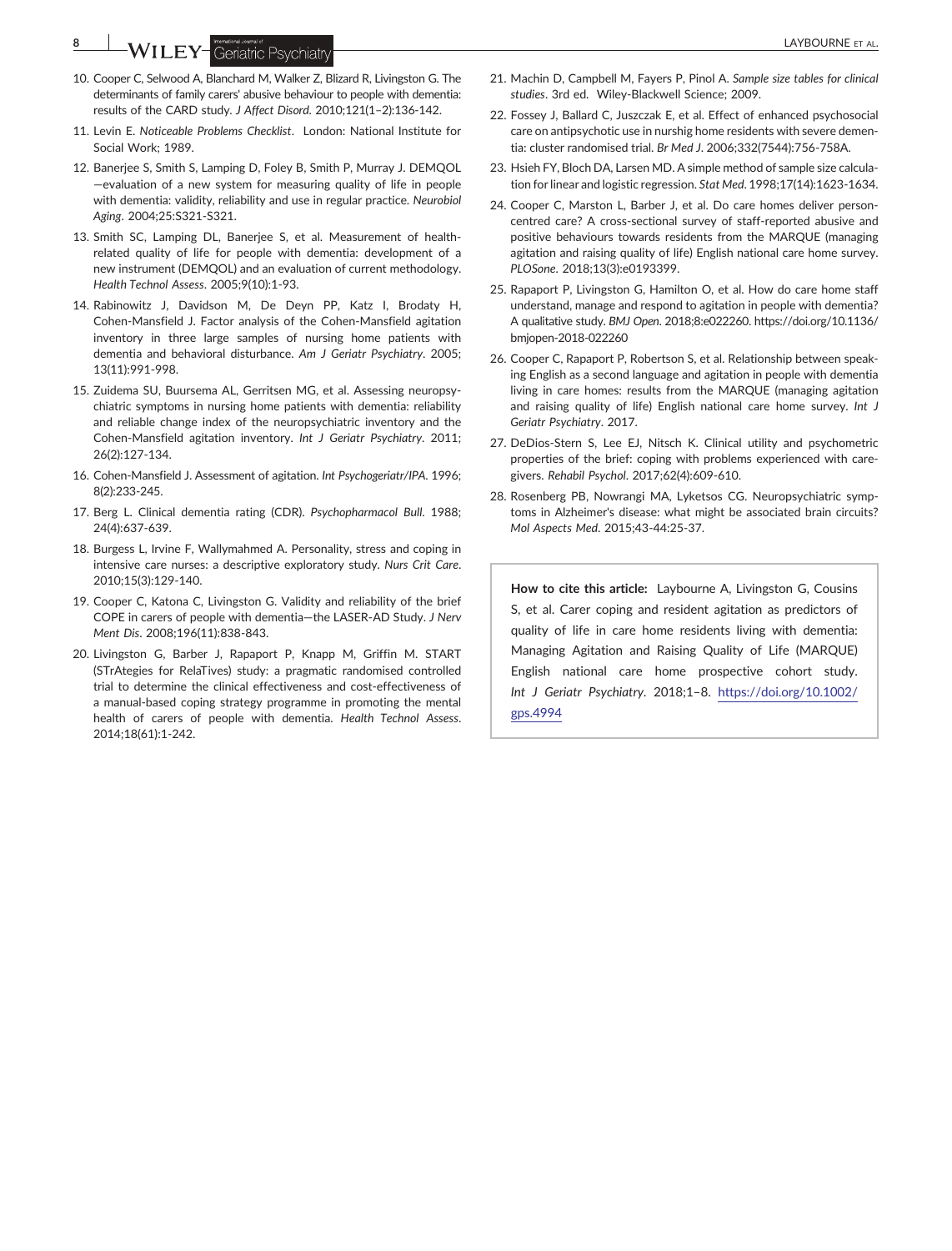10. Cooper C, Selwood A, Blanchard M, Walker Z, Blizard R, Livingston G. The determinants of family carers' abusive behaviour to people with dementia: results of the CARD study. *J Affect Disord*. 2010;121(1–2):136-142.
11. Levin E. *Noticeable Problems Checklist*. London: National Institute for Social Work; 1989.
12. Banerjee S, Smith S, Lamping D, Foley B, Smith P, Murray J. DEMQOL—evaluation of a new system for measuring quality of life in people with dementia: validity, reliability and use in regular practice. *Neurobiol Aging*. 2004;25:S321-S321.
13. Smith SC, Lamping DL, Banerjee S, et al. Measurement of health-related quality of life for people with dementia: development of a new instrument (DEMQOL) and an evaluation of current methodology. *Health Technol Assess*. 2005;9(10):1-93.
14. Rabinowitz J, Davidson M, De Deyn PP, Katz I, Brodaty H, Cohen-Mansfield J. Factor analysis of the Cohen-Mansfield agitation inventory in three large samples of nursing home patients with dementia and behavioral disturbance. *Am J Geriatr Psychiatry*. 2005; 13(11):991-998.
15. Zuidema SU, Buursema AL, Gerritsen MG, et al. Assessing neuropsychiatric symptoms in nursing home patients with dementia: reliability and reliable change index of the neuropsychiatric inventory and the Cohen-Mansfield agitation inventory. *Int J Geriatr Psychiatry*. 2011; 26(2):127-134.
16. Cohen-Mansfield J. Assessment of agitation. *Int Psychogeriatr/IPA*. 1996; 8(2):233-245.
17. Berg L. Clinical dementia rating (CDR). *Psychopharmacol Bull*. 1988; 24(4):637-639.
18. Burgess L, Irvine F, Wallymahmed A. Personality, stress and coping in intensive care nurses: a descriptive exploratory study. *Nurs Crit Care*. 2010;15(3):129-140.
19. Cooper C, Katona C, Livingston G. Validity and reliability of the brief COPE in carers of people with dementia—the LASER-AD Study. *J Nerv Ment Dis*. 2008;196(11):838-843.
20. Livingston G, Barber J, Rapaport P, Knapp M, Griffin M. START (STrAtegies for RelaTives) study: a pragmatic randomised controlled trial to determine the clinical effectiveness and cost-effectiveness of a manual-based coping strategy programme in promoting the mental health of carers of people with dementia. *Health Technol Assess*. 2014;18(61):1-242.
21. Machin D, Campbell M, Fayers P, Pinol A. *Sample size tables for clinical studies*. 3rd ed. Wiley-Blackwell Science; 2009.
22. Fossey J, Ballard C, Juszczak E, et al. Effect of enhanced psychosocial care on antipsychotic use in nurshig home residents with severe dementia: cluster randomised trial. *Br Med J*. 2006;332(7544):756-758A.
23. Hsieh FY, Bloch DA, Larsen MD. A simple method of sample size calculation for linear and logistic regression. *Stat Med*. 1998;17(14):1623-1634.
24. Cooper C, Marston L, Barber J, et al. Do care homes deliver person-centred care? A cross-sectional survey of staff-reported abusive and positive behaviours towards residents from the MARQUE (managing agitation and raising quality of life) English national care home survey. *PLOSone*. 2018;13(3):e0193399.
25. Rapaport P, Livingston G, Hamilton O, et al. How do care home staff understand, manage and respond to agitation in people with dementia? A qualitative study. *BMJ Open*. 2018;8:e022260. https://doi.org/10.1136/bmjopen-2018-022260
26. Cooper C, Rapaport P, Robertson S, et al. Relationship between speaking English as a second language and agitation in people with dementia living in care homes: results from the MARQUE (managing agitation and raising quality of life) English national care home survey. *Int J Geriatr Psychiatry*. 2017.
27. DeDios-Stern S, Lee EJ, Nitsch K. Clinical utility and psychometric properties of the brief: coping with problems experienced with caregivers. *Rehabil Psychol*. 2017;62(4):609-610.
28. Rosenberg PB, Nowrangi MA, Lyketsos CG. Neuropsychiatric symptoms in Alzheimer's disease: what might be associated brain circuits? *Mol Aspects Med*. 2015;43-44:25-37.

**How to cite this article:** Laybourne A, Livingston G, Cousins S, et al. Carer coping and resident agitation as predictors of quality of life in care home residents living with dementia: Managing Agitation and Raising Quality of Life (MARQUE) English national care home prospective cohort study. *Int J Geriatr Psychiatry*. 2018;1–8. https://doi.org/10.1002/gps.4994